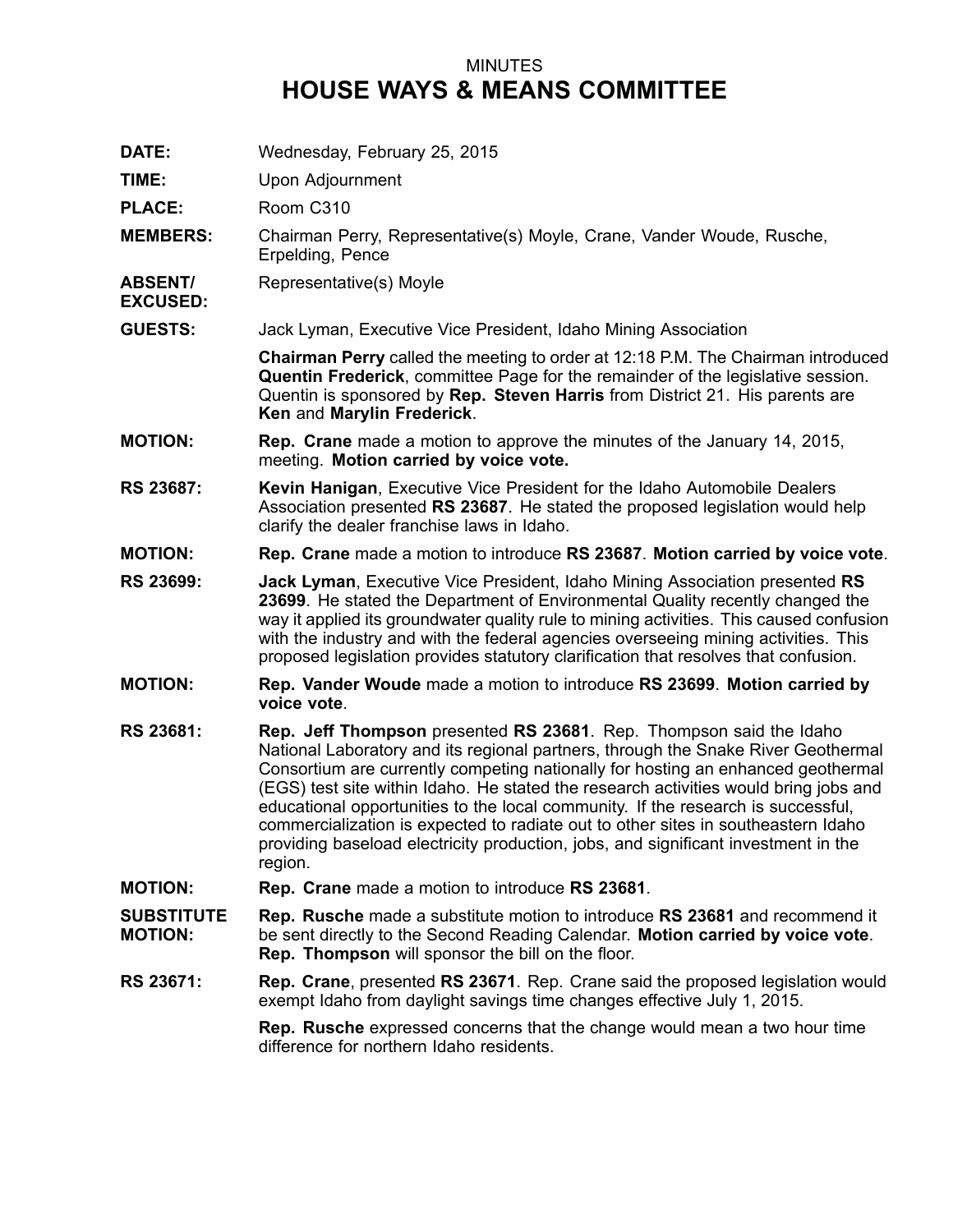MINUTES

# HOUSE WAYS & MEANS COMMITTEE

**DATE:** Wednesday, February 25, 2015

**TIME:** Upon Adjournment

**PLACE:** Room C310

**MEMBERS:** Chairman Perry, Representative(s) Moyle, Crane, Vander Woude, Rusche, Erpelding, Pence

**ABSENT/ EXCUSED:** Representative(s) Moyle

**GUESTS:** Jack Lyman, Executive Vice President, Idaho Mining Association

**Chairman Perry** called the meeting to order at 12:18 P.M. The Chairman introduced **Quentin Frederick**, committee Page for the remainder of the legislative session. Quentin is sponsored by **Rep. Steven Harris** from District 21. His parents are **Ken** and **Marylin Frederick**.

**MOTION:** **Rep. Crane** made a motion to approve the minutes of the January 14, 2015, meeting. **Motion carried by voice vote.**

**RS 23687:** **Kevin Hanigan**, Executive Vice President for the Idaho Automobile Dealers Association presented **RS 23687**. He stated the proposed legislation would help clarify the dealer franchise laws in Idaho.

**MOTION:** **Rep. Crane** made a motion to introduce **RS 23687**. **Motion carried by voice vote**.

**RS 23699:** **Jack Lyman**, Executive Vice President, Idaho Mining Association presented **RS 23699**. He stated the Department of Environmental Quality recently changed the way it applied its groundwater quality rule to mining activities. This caused confusion with the industry and with the federal agencies overseeing mining activities. This proposed legislation provides statutory clarification that resolves that confusion.

**MOTION:** **Rep. Vander Woude** made a motion to introduce **RS 23699**. **Motion carried by voice vote**.

**RS 23681:** **Rep. Jeff Thompson** presented **RS 23681**. Rep. Thompson said the Idaho National Laboratory and its regional partners, through the Snake River Geothermal Consortium are currently competing nationally for hosting an enhanced geothermal (EGS) test site within Idaho. He stated the research activities would bring jobs and educational opportunities to the local community. If the research is successful, commercialization is expected to radiate out to other sites in southeastern Idaho providing baseload electricity production, jobs, and significant investment in the region.

**MOTION:** **Rep. Crane** made a motion to introduce **RS 23681**.

**SUBSTITUTE MOTION:** **Rep. Rusche** made a substitute motion to introduce **RS 23681** and recommend it be sent directly to the Second Reading Calendar. **Motion carried by voice vote**. **Rep. Thompson** will sponsor the bill on the floor.

**RS 23671:** **Rep. Crane**, presented **RS 23671**. Rep. Crane said the proposed legislation would exempt Idaho from daylight savings time changes effective July 1, 2015.

**Rep. Rusche** expressed concerns that the change would mean a two hour time difference for northern Idaho residents.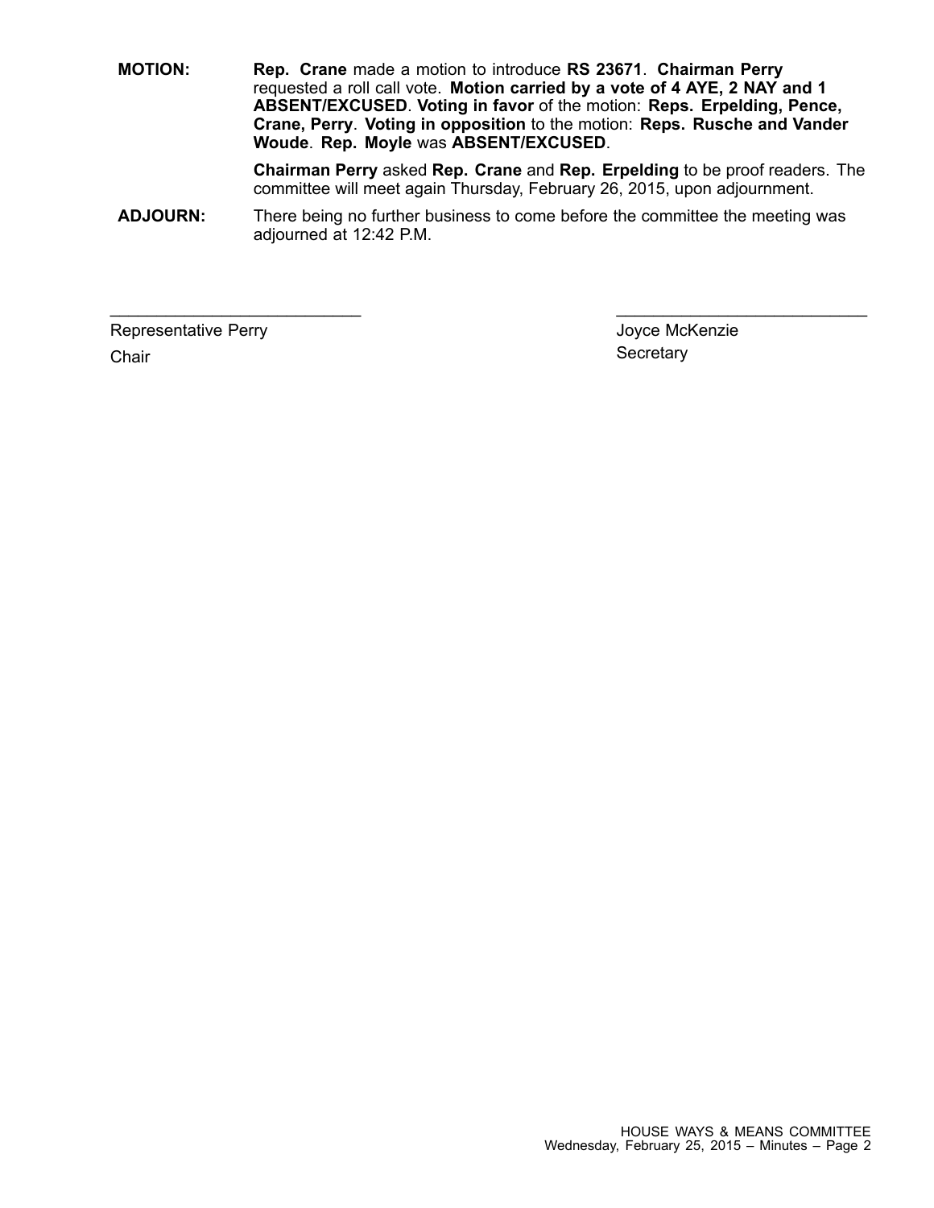**MOTION:** **Rep. Crane** made a motion to introduce **RS 23671**. **Chairman Perry** requested a roll call vote. **Motion carried by a vote of 4 AYE, 2 NAY and 1 ABSENT/EXCUSED**. **Voting in favor** of the motion: **Reps. Erpelding, Pence, Crane, Perry**. **Voting in opposition** to the motion: **Reps. Rusche and Vander Woude**. **Rep. Moyle** was **ABSENT/EXCUSED**.

**Chairman Perry** asked **Rep. Crane** and **Rep. Erpelding** to be proof readers. The committee will meet again Thursday, February 26, 2015, upon adjournment.

**ADJOURN:** There being no further business to come before the committee the meeting was adjourned at 12:42 P.M.

| | |
|---|---|
| ___________________________ | ___________________________ |
| Representative Perry | Joyce McKenzie |
| Chair | Secretary |